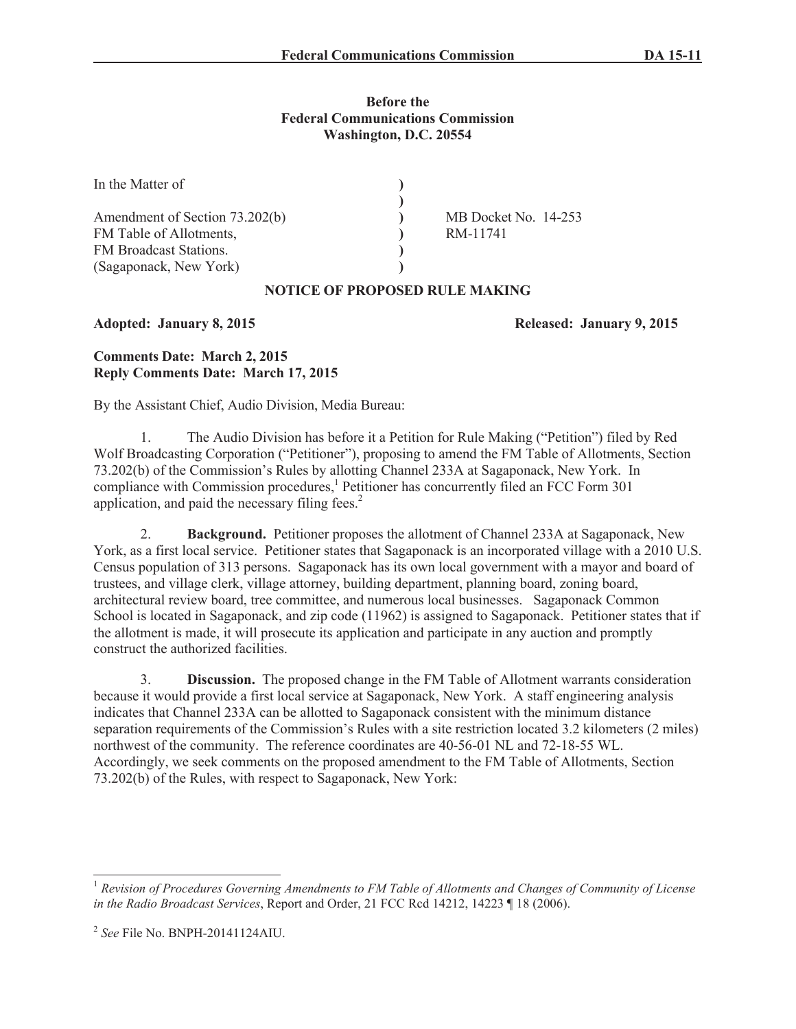**Before the**
**Federal Communications Commission**
**Washington, D.C. 20554**

| | | |
|---|---|---|
| In the Matter of | ) | |
| | ) | |
| Amendment of Section 73.202(b) | ) | MB Docket No. 14-253 |
| FM Table of Allotments, | ) | RM-11741 |
| FM Broadcast Stations. | ) | |
| (Sagaponack, New York) | ) | |

## NOTICE OF PROPOSED RULE MAKING

**Adopted: January 8, 2015** **Released: January 9, 2015**

**Comments Date: March 2, 2015**
**Reply Comments Date: March 17, 2015**

By the Assistant Chief, Audio Division, Media Bureau:

1. The Audio Division has before it a Petition for Rule Making ("Petition") filed by Red Wolf Broadcasting Corporation ("Petitioner"), proposing to amend the FM Table of Allotments, Section 73.202(b) of the Commission's Rules by allotting Channel 233A at Sagaponack, New York. In compliance with Commission procedures,[1] Petitioner has concurrently filed an FCC Form 301 application, and paid the necessary filing fees.[2]

2. **Background.** Petitioner proposes the allotment of Channel 233A at Sagaponack, New York, as a first local service. Petitioner states that Sagaponack is an incorporated village with a 2010 U.S. Census population of 313 persons. Sagaponack has its own local government with a mayor and board of trustees, and village clerk, village attorney, building department, planning board, zoning board, architectural review board, tree committee, and numerous local businesses. Sagaponack Common School is located in Sagaponack, and zip code (11962) is assigned to Sagaponack. Petitioner states that if the allotment is made, it will prosecute its application and participate in any auction and promptly construct the authorized facilities.

3. **Discussion.** The proposed change in the FM Table of Allotment warrants consideration because it would provide a first local service at Sagaponack, New York. A staff engineering analysis indicates that Channel 233A can be allotted to Sagaponack consistent with the minimum distance separation requirements of the Commission's Rules with a site restriction located 3.2 kilometers (2 miles) northwest of the community. The reference coordinates are 40-56-01 NL and 72-18-55 WL. Accordingly, we seek comments on the proposed amendment to the FM Table of Allotments, Section 73.202(b) of the Rules, with respect to Sagaponack, New York:

---

[1] *Revision of Procedures Governing Amendments to FM Table of Allotments and Changes of Community of License in the Radio Broadcast Services*, Report and Order, 21 FCC Rcd 14212, 14223 ¶ 18 (2006).

[2] *See* File No. BNPH-20141124AIU.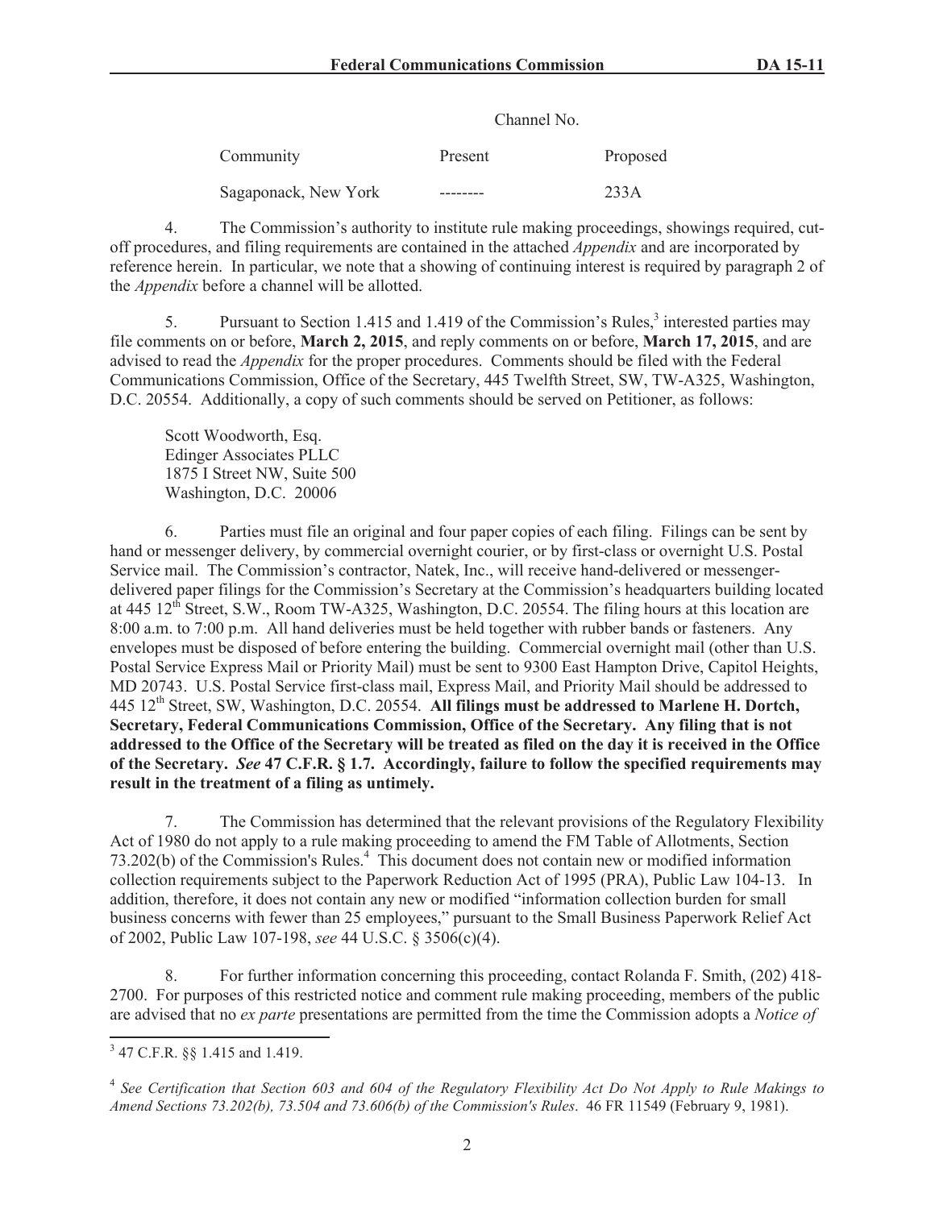| | Channel No. | |
|---|---|---|
| Community | Present | Proposed |
| Sagaponack, New York | -------- | 233A |

4. The Commission's authority to institute rule making proceedings, showings required, cut-off procedures, and filing requirements are contained in the attached *Appendix* and are incorporated by reference herein. In particular, we note that a showing of continuing interest is required by paragraph 2 of the *Appendix* before a channel will be allotted.

5. Pursuant to Section 1.415 and 1.419 of the Commission's Rules,[3] interested parties may file comments on or before, **March 2, 2015**, and reply comments on or before, **March 17, 2015**, and are advised to read the *Appendix* for the proper procedures. Comments should be filed with the Federal Communications Commission, Office of the Secretary, 445 Twelfth Street, SW, TW-A325, Washington, D.C. 20554. Additionally, a copy of such comments should be served on Petitioner, as follows:

Scott Woodworth, Esq.
Edinger Associates PLLC
1875 I Street NW, Suite 500
Washington, D.C. 20006

6. Parties must file an original and four paper copies of each filing. Filings can be sent by hand or messenger delivery, by commercial overnight courier, or by first-class or overnight U.S. Postal Service mail. The Commission's contractor, Natek, Inc., will receive hand-delivered or messenger-delivered paper filings for the Commission's Secretary at the Commission's headquarters building located at 445 12th Street, S.W., Room TW-A325, Washington, D.C. 20554. The filing hours at this location are 8:00 a.m. to 7:00 p.m. All hand deliveries must be held together with rubber bands or fasteners. Any envelopes must be disposed of before entering the building. Commercial overnight mail (other than U.S. Postal Service Express Mail or Priority Mail) must be sent to 9300 East Hampton Drive, Capitol Heights, MD 20743. U.S. Postal Service first-class mail, Express Mail, and Priority Mail should be addressed to 445 12th Street, SW, Washington, D.C. 20554. **All filings must be addressed to Marlene H. Dortch, Secretary, Federal Communications Commission, Office of the Secretary. Any filing that is not addressed to the Office of the Secretary will be treated as filed on the day it is received in the Office of the Secretary. *See* 47 C.F.R. § 1.7. Accordingly, failure to follow the specified requirements may result in the treatment of a filing as untimely.**

7. The Commission has determined that the relevant provisions of the Regulatory Flexibility Act of 1980 do not apply to a rule making proceeding to amend the FM Table of Allotments, Section 73.202(b) of the Commission's Rules.[4] This document does not contain new or modified information collection requirements subject to the Paperwork Reduction Act of 1995 (PRA), Public Law 104-13. In addition, therefore, it does not contain any new or modified "information collection burden for small business concerns with fewer than 25 employees," pursuant to the Small Business Paperwork Relief Act of 2002, Public Law 107-198, *see* 44 U.S.C. § 3506(c)(4).

8. For further information concerning this proceeding, contact Rolanda F. Smith, (202) 418-2700. For purposes of this restricted notice and comment rule making proceeding, members of the public are advised that no *ex parte* presentations are permitted from the time the Commission adopts a *Notice of*

[3] 47 C.F.R. §§ 1.415 and 1.419.

[4] *See Certification that Section 603 and 604 of the Regulatory Flexibility Act Do Not Apply to Rule Makings to Amend Sections 73.202(b), 73.504 and 73.606(b) of the Commission's Rules*. 46 FR 11549 (February 9, 1981).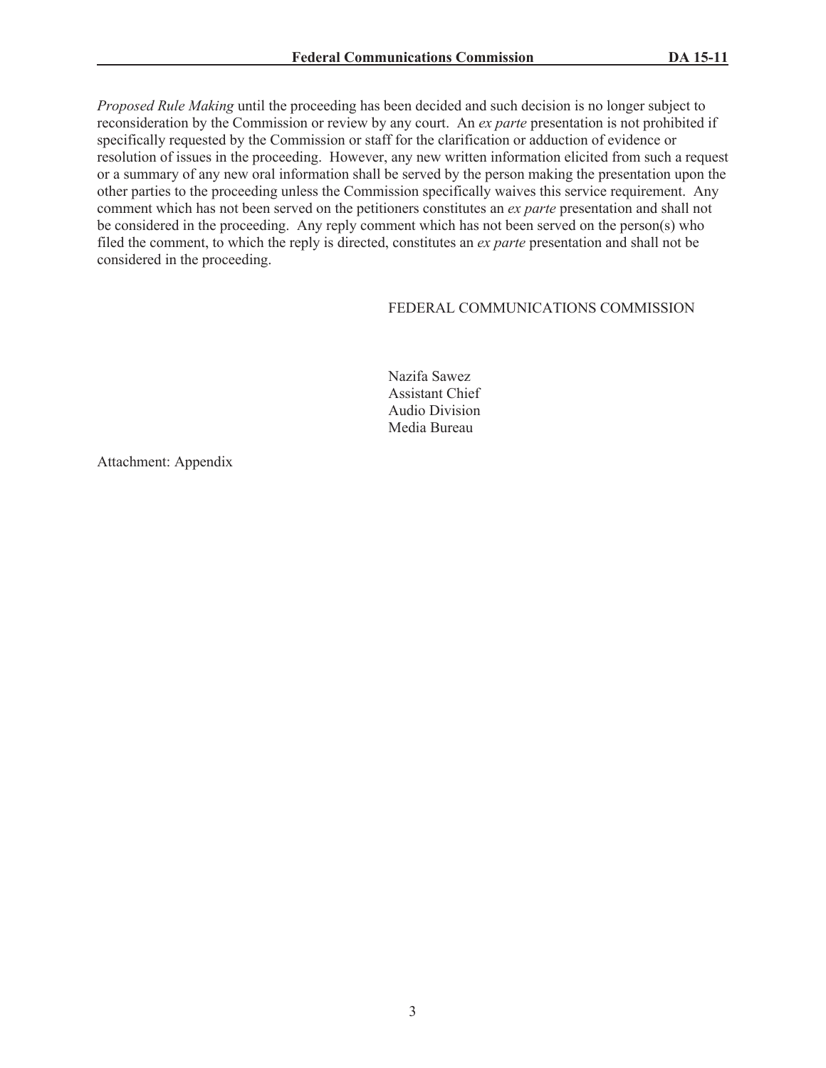*Proposed Rule Making* until the proceeding has been decided and such decision is no longer subject to reconsideration by the Commission or review by any court. An *ex parte* presentation is not prohibited if specifically requested by the Commission or staff for the clarification or adduction of evidence or resolution of issues in the proceeding. However, any new written information elicited from such a request or a summary of any new oral information shall be served by the person making the presentation upon the other parties to the proceeding unless the Commission specifically waives this service requirement. Any comment which has not been served on the petitioners constitutes an *ex parte* presentation and shall not be considered in the proceeding. Any reply comment which has not been served on the person(s) who filed the comment, to which the reply is directed, constitutes an *ex parte* presentation and shall not be considered in the proceeding.

FEDERAL COMMUNICATIONS COMMISSION

Nazifa Sawez
Assistant Chief
Audio Division
Media Bureau

Attachment: Appendix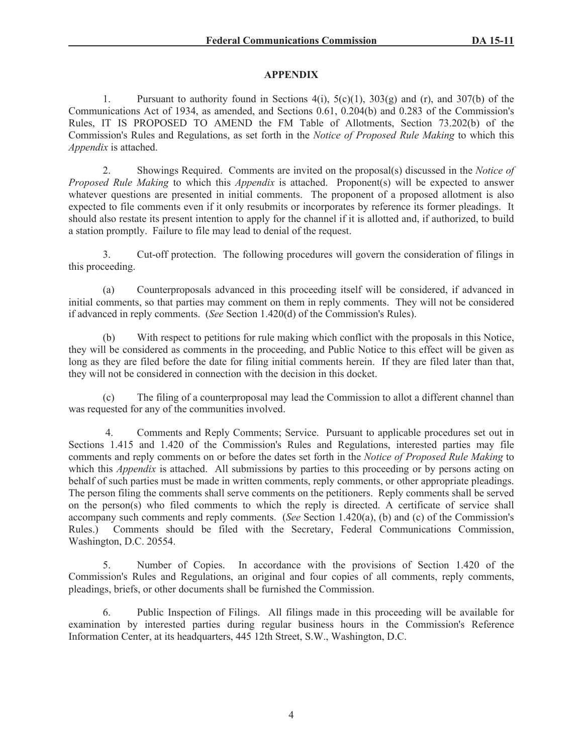## APPENDIX

1. Pursuant to authority found in Sections 4(i), 5(c)(1), 303(g) and (r), and 307(b) of the Communications Act of 1934, as amended, and Sections 0.61, 0.204(b) and 0.283 of the Commission's Rules, IT IS PROPOSED TO AMEND the FM Table of Allotments, Section 73.202(b) of the Commission's Rules and Regulations, as set forth in the *Notice of Proposed Rule Making* to which this *Appendix* is attached.

2. Showings Required. Comments are invited on the proposal(s) discussed in the *Notice of Proposed Rule Making* to which this *Appendix* is attached. Proponent(s) will be expected to answer whatever questions are presented in initial comments. The proponent of a proposed allotment is also expected to file comments even if it only resubmits or incorporates by reference its former pleadings. It should also restate its present intention to apply for the channel if it is allotted and, if authorized, to build a station promptly. Failure to file may lead to denial of the request.

3. Cut-off protection. The following procedures will govern the consideration of filings in this proceeding.

(a) Counterproposals advanced in this proceeding itself will be considered, if advanced in initial comments, so that parties may comment on them in reply comments. They will not be considered if advanced in reply comments. (*See* Section 1.420(d) of the Commission's Rules).

(b) With respect to petitions for rule making which conflict with the proposals in this Notice, they will be considered as comments in the proceeding, and Public Notice to this effect will be given as long as they are filed before the date for filing initial comments herein. If they are filed later than that, they will not be considered in connection with the decision in this docket.

(c) The filing of a counterproposal may lead the Commission to allot a different channel than was requested for any of the communities involved.

4. Comments and Reply Comments; Service. Pursuant to applicable procedures set out in Sections 1.415 and 1.420 of the Commission's Rules and Regulations, interested parties may file comments and reply comments on or before the dates set forth in the *Notice of Proposed Rule Making* to which this *Appendix* is attached. All submissions by parties to this proceeding or by persons acting on behalf of such parties must be made in written comments, reply comments, or other appropriate pleadings. The person filing the comments shall serve comments on the petitioners. Reply comments shall be served on the person(s) who filed comments to which the reply is directed. A certificate of service shall accompany such comments and reply comments. (*See* Section 1.420(a), (b) and (c) of the Commission's Rules.) Comments should be filed with the Secretary, Federal Communications Commission, Washington, D.C. 20554.

5. Number of Copies. In accordance with the provisions of Section 1.420 of the Commission's Rules and Regulations, an original and four copies of all comments, reply comments, pleadings, briefs, or other documents shall be furnished the Commission.

6. Public Inspection of Filings. All filings made in this proceeding will be available for examination by interested parties during regular business hours in the Commission's Reference Information Center, at its headquarters, 445 12th Street, S.W., Washington, D.C.